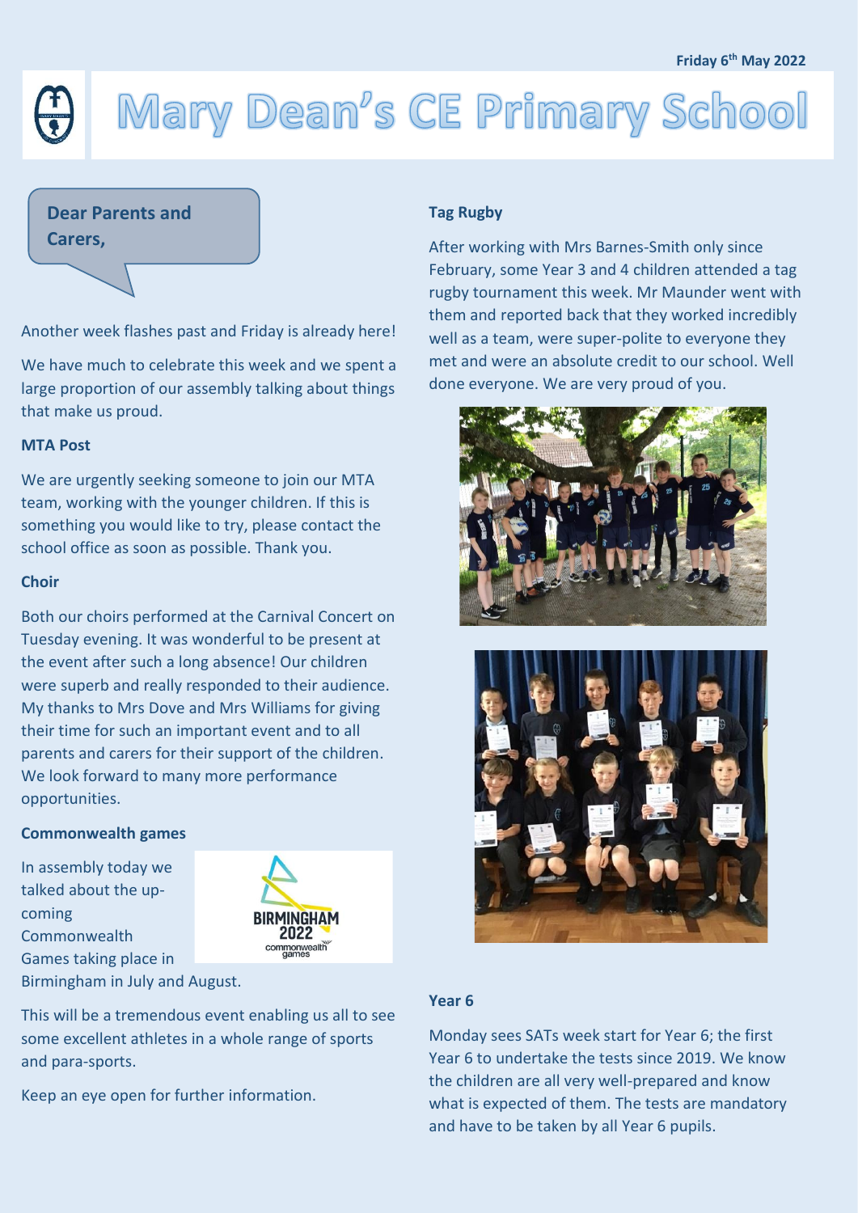Friday 6th May 2022

# Mary Dean's CE Primary School

**Dear Parents and Carers,**

Another week flashes past and Friday is already here!

We have much to celebrate this week and we spent a large proportion of our assembly talking about things that make us proud.

### MTA Post

We are urgently seeking someone to join our MTA team, working with the younger children. If this is something you would like to try, please contact the school office as soon as possible. Thank you.

### Choir

Both our choirs performed at the Carnival Concert on Tuesday evening. It was wonderful to be present at the event after such a long absence! Our children were superb and really responded to their audience. My thanks to Mrs Dove and Mrs Williams for giving their time for such an important event and to all parents and carers for their support of the children. We look forward to many more performance opportunities.

### Commonwealth games

In assembly today we talked about the up-coming Commonwealth Games taking place in Birmingham in July and August.

This will be a tremendous event enabling us all to see some excellent athletes in a whole range of sports and para-sports.

Keep an eye open for further information.

### Tag Rugby

After working with Mrs Barnes-Smith only since February, some Year 3 and 4 children attended a tag rugby tournament this week. Mr Maunder went with them and reported back that they worked incredibly well as a team, were super-polite to everyone they met and were an absolute credit to our school. Well done everyone. We are very proud of you.

### Year 6

Monday sees SATs week start for Year 6; the first Year 6 to undertake the tests since 2019. We know the children are all very well-prepared and know what is expected of them. The tests are mandatory and have to be taken by all Year 6 pupils.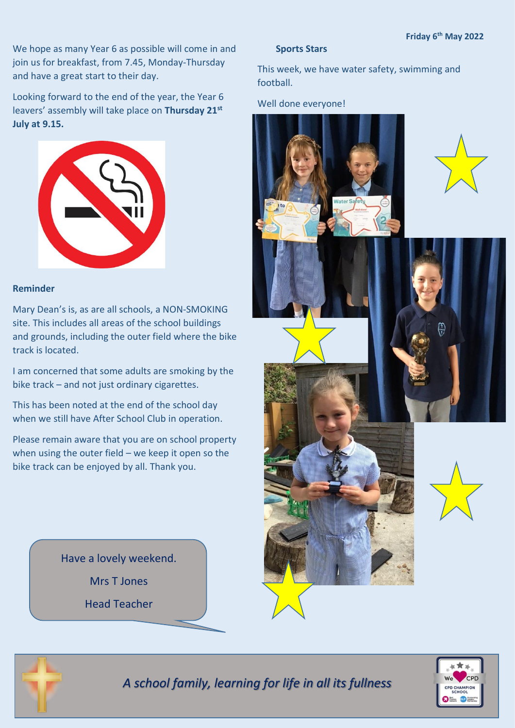Friday 6th May 2022

We hope as many Year 6 as possible will come in and join us for breakfast, from 7.45, Monday-Thursday and have a great start to their day.

Looking forward to the end of the year, the Year 6 leavers' assembly will take place on **Thursday 21st July at 9.15.**

### Reminder

Mary Dean's is, as are all schools, a NON-SMOKING site. This includes all areas of the school buildings and grounds, including the outer field where the bike track is located.

I am concerned that some adults are smoking by the bike track – and not just ordinary cigarettes.

This has been noted at the end of the school day when we still have After School Club in operation.

Please remain aware that you are on school property when using the outer field – we keep it open so the bike track can be enjoyed by all. Thank you.

Have a lovely weekend.

Mrs T Jones

Head Teacher

### Sports Stars

This week, we have water safety, swimming and football.

Well done everyone!

*A school family, learning for life in all its fullness*